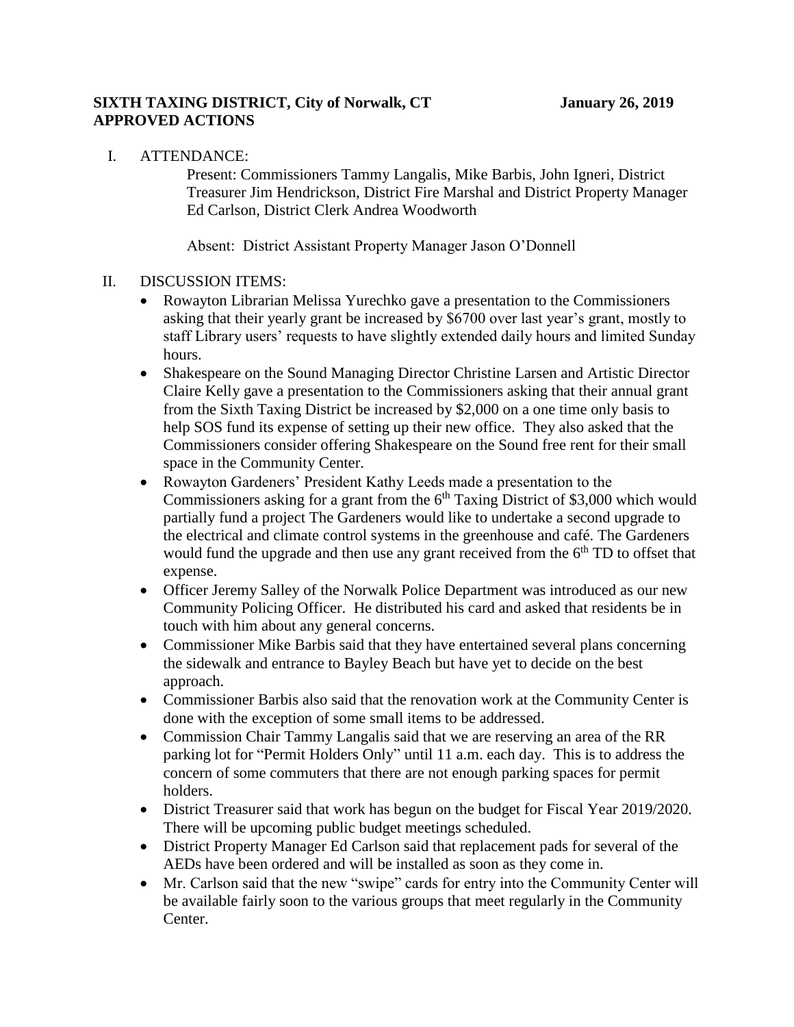**SIXTH TAXING DISTRICT, City of Norwalk, CT** **January 26, 2019**
**APPROVED ACTIONS**

I. ATTENDANCE:

Present: Commissioners Tammy Langalis, Mike Barbis, John Igneri, District Treasurer Jim Hendrickson, District Fire Marshal and District Property Manager Ed Carlson, District Clerk Andrea Woodworth

Absent: District Assistant Property Manager Jason O'Donnell

II. DISCUSSION ITEMS:

- Rowayton Librarian Melissa Yurechko gave a presentation to the Commissioners asking that their yearly grant be increased by $6700 over last year's grant, mostly to staff Library users' requests to have slightly extended daily hours and limited Sunday hours.
- Shakespeare on the Sound Managing Director Christine Larsen and Artistic Director Claire Kelly gave a presentation to the Commissioners asking that their annual grant from the Sixth Taxing District be increased by $2,000 on a one time only basis to help SOS fund its expense of setting up their new office. They also asked that the Commissioners consider offering Shakespeare on the Sound free rent for their small space in the Community Center.
- Rowayton Gardeners' President Kathy Leeds made a presentation to the Commissioners asking for a grant from the 6th Taxing District of $3,000 which would partially fund a project The Gardeners would like to undertake a second upgrade to the electrical and climate control systems in the greenhouse and café. The Gardeners would fund the upgrade and then use any grant received from the 6th TD to offset that expense.
- Officer Jeremy Salley of the Norwalk Police Department was introduced as our new Community Policing Officer. He distributed his card and asked that residents be in touch with him about any general concerns.
- Commissioner Mike Barbis said that they have entertained several plans concerning the sidewalk and entrance to Bayley Beach but have yet to decide on the best approach.
- Commissioner Barbis also said that the renovation work at the Community Center is done with the exception of some small items to be addressed.
- Commission Chair Tammy Langalis said that we are reserving an area of the RR parking lot for "Permit Holders Only" until 11 a.m. each day. This is to address the concern of some commuters that there are not enough parking spaces for permit holders.
- District Treasurer said that work has begun on the budget for Fiscal Year 2019/2020. There will be upcoming public budget meetings scheduled.
- District Property Manager Ed Carlson said that replacement pads for several of the AEDs have been ordered and will be installed as soon as they come in.
- Mr. Carlson said that the new "swipe" cards for entry into the Community Center will be available fairly soon to the various groups that meet regularly in the Community Center.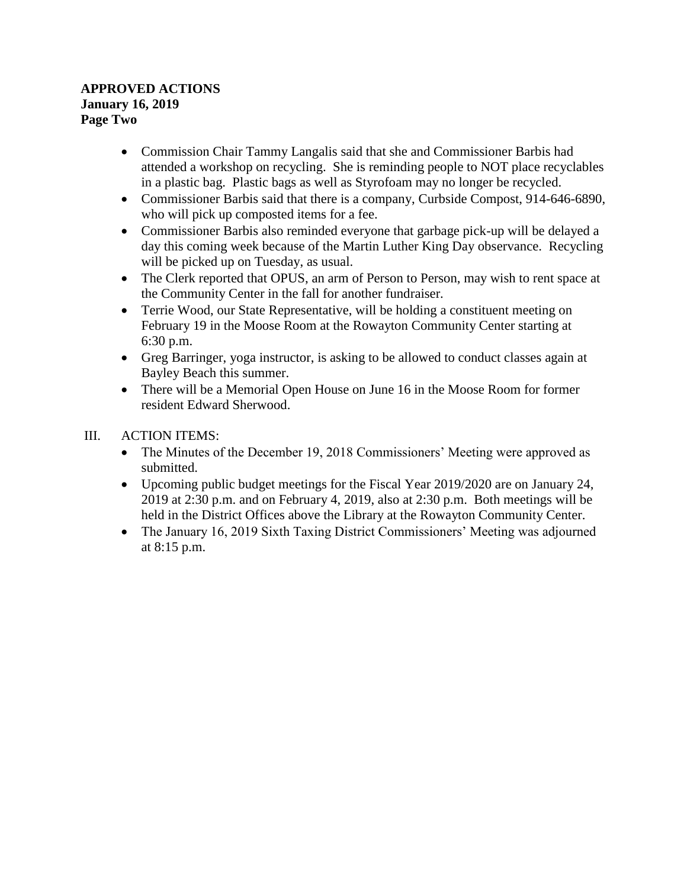- Commission Chair Tammy Langalis said that she and Commissioner Barbis had attended a workshop on recycling. She is reminding people to NOT place recyclables in a plastic bag. Plastic bags as well as Styrofoam may no longer be recycled.
- Commissioner Barbis said that there is a company, Curbside Compost, 914-646-6890, who will pick up composted items for a fee.
- Commissioner Barbis also reminded everyone that garbage pick-up will be delayed a day this coming week because of the Martin Luther King Day observance. Recycling will be picked up on Tuesday, as usual.
- The Clerk reported that OPUS, an arm of Person to Person, may wish to rent space at the Community Center in the fall for another fundraiser.
- Terrie Wood, our State Representative, will be holding a constituent meeting on February 19 in the Moose Room at the Rowayton Community Center starting at 6:30 p.m.
- Greg Barringer, yoga instructor, is asking to be allowed to conduct classes again at Bayley Beach this summer.
- There will be a Memorial Open House on June 16 in the Moose Room for former resident Edward Sherwood.

III. ACTION ITEMS:

- The Minutes of the December 19, 2018 Commissioners' Meeting were approved as submitted.
- Upcoming public budget meetings for the Fiscal Year 2019/2020 are on January 24, 2019 at 2:30 p.m. and on February 4, 2019, also at 2:30 p.m. Both meetings will be held in the District Offices above the Library at the Rowayton Community Center.
- The January 16, 2019 Sixth Taxing District Commissioners' Meeting was adjourned at 8:15 p.m.